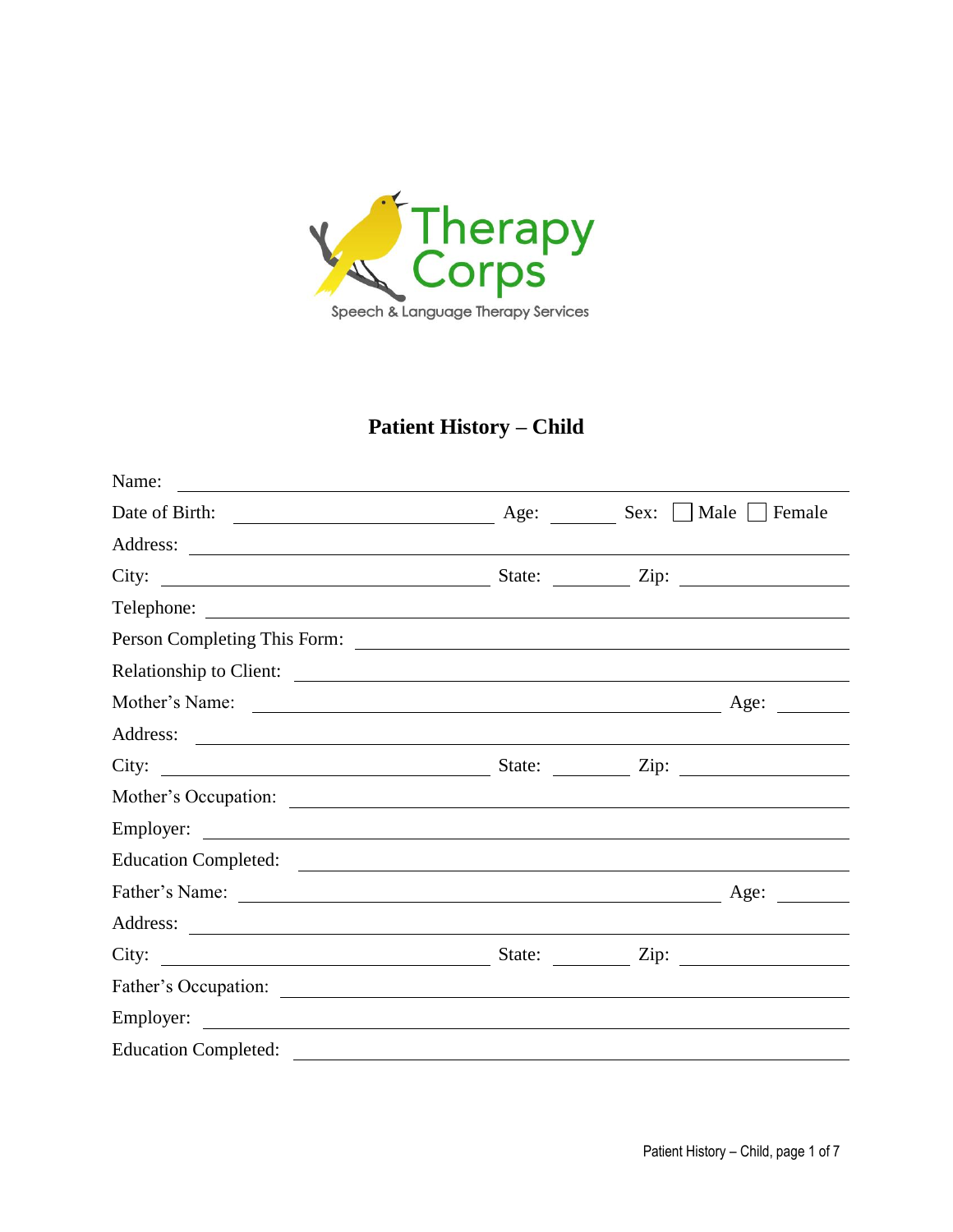Therapy Corps

Speech & Language Therapy Services

# Patient History – Child

Name: ______________________________

Date of Birth: ______________ Age: ______ Sex: ☐ Male ☐ Female

Address: ______________________________

City: ______________ State: ______ Zip: ______________

Telephone: ______________________________

Person Completing This Form: ______________________________

Relationship to Client: ______________________________

Mother's Name: ______________________________ Age: ______

Address: ______________________________

City: ______________ State: ______ Zip: ______________

Mother's Occupation: ______________________________

Employer: ______________________________

Education Completed: ______________________________

Father's Name: ______________________________ Age: ______

Address: ______________________________

City: ______________ State: ______ Zip: ______________

Father's Occupation: ______________________________

Employer: ______________________________

Education Completed: ______________________________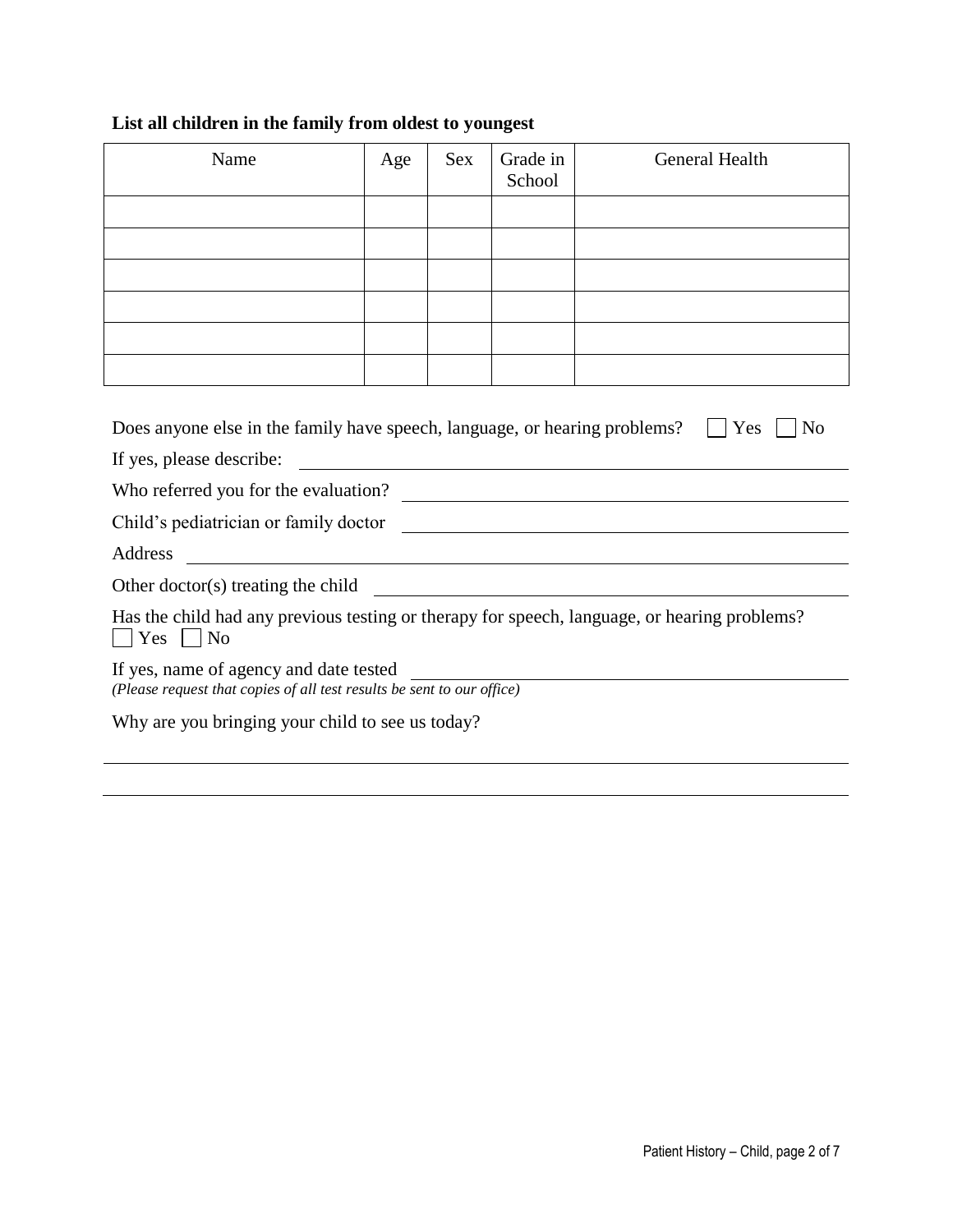**List all children in the family from oldest to youngest**

| Name | Age | Sex | Grade in School | General Health |
|---|---|---|---|---|
| | | | | |
| | | | | |
| | | | | |
| | | | | |
| | | | | |
| | | | | |

Does anyone else in the family have speech, language, or hearing problems? ☐ Yes ☐ No

If yes, please describe: ______________________________

Who referred you for the evaluation? ______________________________

Child's pediatrician or family doctor ______________________________

Address ______________________________

Other doctor(s) treating the child ______________________________

Has the child had any previous testing or therapy for speech, language, or hearing problems?
☐ Yes ☐ No

If yes, name of agency and date tested ______________________________
*(Please request that copies of all test results be sent to our office)*

Why are you bringing your child to see us today?

______________________________

______________________________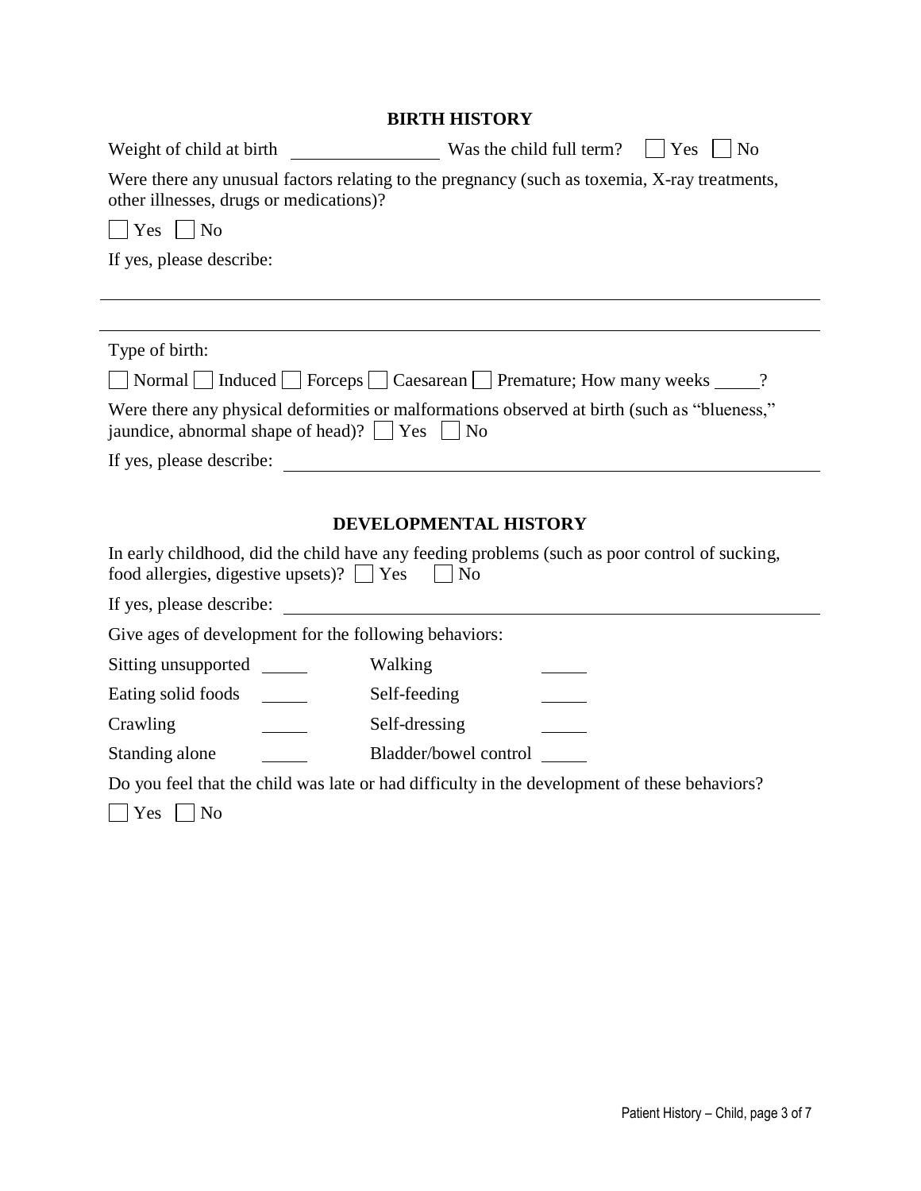## BIRTH HISTORY

Weight of child at birth \_\_\_\_\_\_\_\_\_\_\_\_\_\_\_\_ Was the child full term? ☐ Yes ☐ No

Were there any unusual factors relating to the pregnancy (such as toxemia, X-ray treatments, other illnesses, drugs or medications)?

☐ Yes ☐ No

If yes, please describe:

\_\_\_\_\_\_\_\_\_\_\_\_\_\_\_\_\_\_\_\_\_\_\_\_\_\_\_\_\_\_\_\_\_\_\_\_\_\_\_\_\_\_\_\_\_\_\_\_\_\_\_\_\_\_\_\_\_\_\_\_\_\_\_\_\_\_\_\_\_\_\_\_

\_\_\_\_\_\_\_\_\_\_\_\_\_\_\_\_\_\_\_\_\_\_\_\_\_\_\_\_\_\_\_\_\_\_\_\_\_\_\_\_\_\_\_\_\_\_\_\_\_\_\_\_\_\_\_\_\_\_\_\_\_\_\_\_\_\_\_\_\_\_\_\_

Type of birth:

☐ Normal ☐ Induced ☐ Forceps ☐ Caesarean ☐ Premature; How many weeks \_\_\_\_\_?

Were there any physical deformities or malformations observed at birth (such as "blueness," jaundice, abnormal shape of head)? ☐ Yes ☐ No

If yes, please describe: \_\_\_\_\_\_\_\_\_\_\_\_\_\_\_\_\_\_\_\_\_\_\_\_\_\_\_\_\_\_\_\_\_\_\_\_\_\_\_\_\_\_\_\_\_\_\_\_\_\_\_\_\_\_

## DEVELOPMENTAL HISTORY

In early childhood, did the child have any feeding problems (such as poor control of sucking, food allergies, digestive upsets)? ☐ Yes ☐ No

If yes, please describe: \_\_\_\_\_\_\_\_\_\_\_\_\_\_\_\_\_\_\_\_\_\_\_\_\_\_\_\_\_\_\_\_\_\_\_\_\_\_\_\_\_\_\_\_\_\_\_\_\_\_\_\_\_\_

Give ages of development for the following behaviors:

| | | | |
|---|---|---|---|
| Sitting unsupported | \_\_\_\_\_ | Walking | \_\_\_\_\_ |
| Eating solid foods | \_\_\_\_\_ | Self-feeding | \_\_\_\_\_ |
| Crawling | \_\_\_\_\_ | Self-dressing | \_\_\_\_\_ |
| Standing alone | \_\_\_\_\_ | Bladder/bowel control | \_\_\_\_\_ |

Do you feel that the child was late or had difficulty in the development of these behaviors?

☐ Yes ☐ No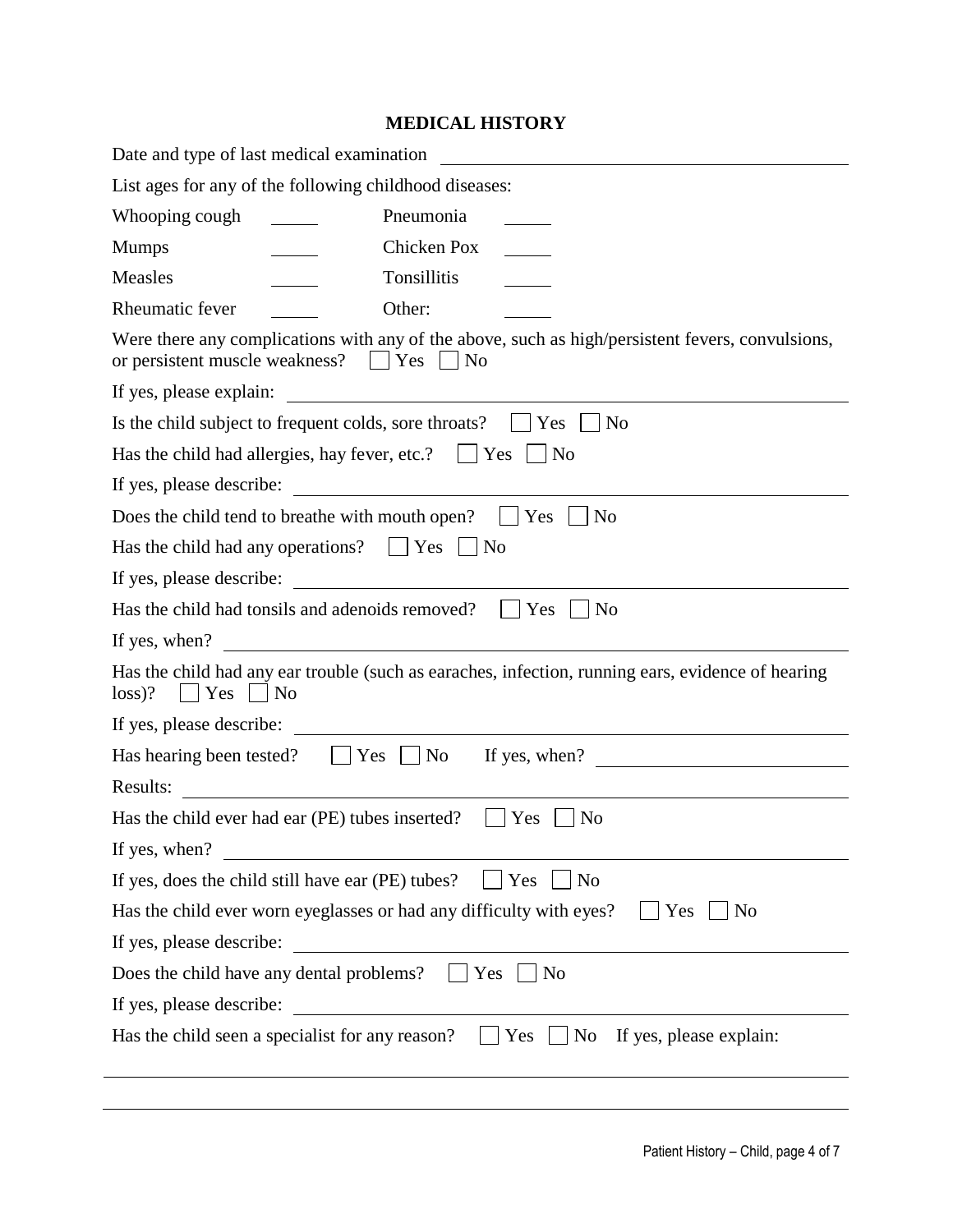## MEDICAL HISTORY

Date and type of last medical examination ____________________

List ages for any of the following childhood diseases:

| | | | |
|---|---|---|---|
| Whooping cough | _____ | Pneumonia | _____ |
| Mumps | _____ | Chicken Pox | _____ |
| Measles | _____ | Tonsillitis | _____ |
| Rheumatic fever | _____ | Other: | _____ |

Were there any complications with any of the above, such as high/persistent fevers, convulsions, or persistent muscle weakness? ☐ Yes ☐ No

If yes, please explain: ____________________

Is the child subject to frequent colds, sore throats? ☐ Yes ☐ No

Has the child had allergies, hay fever, etc.? ☐ Yes ☐ No

If yes, please describe: ____________________

Does the child tend to breathe with mouth open? ☐ Yes ☐ No

Has the child had any operations? ☐ Yes ☐ No

If yes, please describe: ____________________

Has the child had tonsils and adenoids removed? ☐ Yes ☐ No

If yes, when? ____________________

Has the child had any ear trouble (such as earaches, infection, running ears, evidence of hearing loss)? ☐ Yes ☐ No

If yes, please describe: ____________________

Has hearing been tested? ☐ Yes ☐ No If yes, when? ____________________

Results: ____________________

Has the child ever had ear (PE) tubes inserted? ☐ Yes ☐ No

If yes, when? ____________________

If yes, does the child still have ear (PE) tubes? ☐ Yes ☐ No

Has the child ever worn eyeglasses or had any difficulty with eyes? ☐ Yes ☐ No

If yes, please describe: ____________________

Does the child have any dental problems? ☐ Yes ☐ No

If yes, please describe: ____________________

Has the child seen a specialist for any reason? ☐ Yes ☐ No If yes, please explain:

____________________

____________________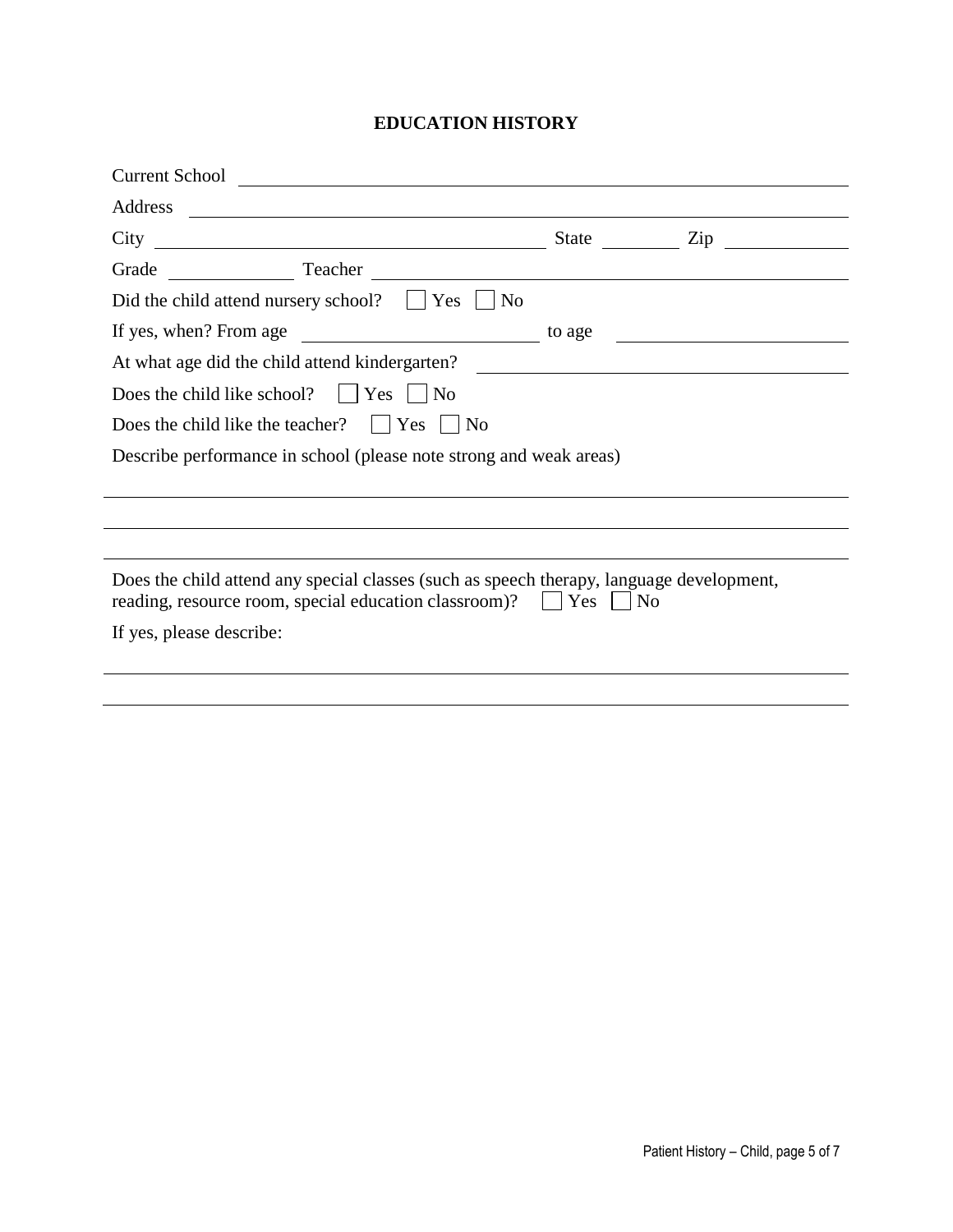# EDUCATION HISTORY

Current School ______________________________________________

Address ______________________________________________

City ______________________ State ________ Zip ____________

Grade ____________ Teacher ______________________________

Did the child attend nursery school? ☐ Yes ☐ No

If yes, when? From age ____________________ to age ____________________

At what age did the child attend kindergarten? ____________________

Does the child like school? ☐ Yes ☐ No

Does the child like the teacher? ☐ Yes ☐ No

Describe performance in school (please note strong and weak areas)

______________________________________________

______________________________________________

______________________________________________

Does the child attend any special classes (such as speech therapy, language development, reading, resource room, special education classroom)? ☐ Yes ☐ No

If yes, please describe:

______________________________________________

______________________________________________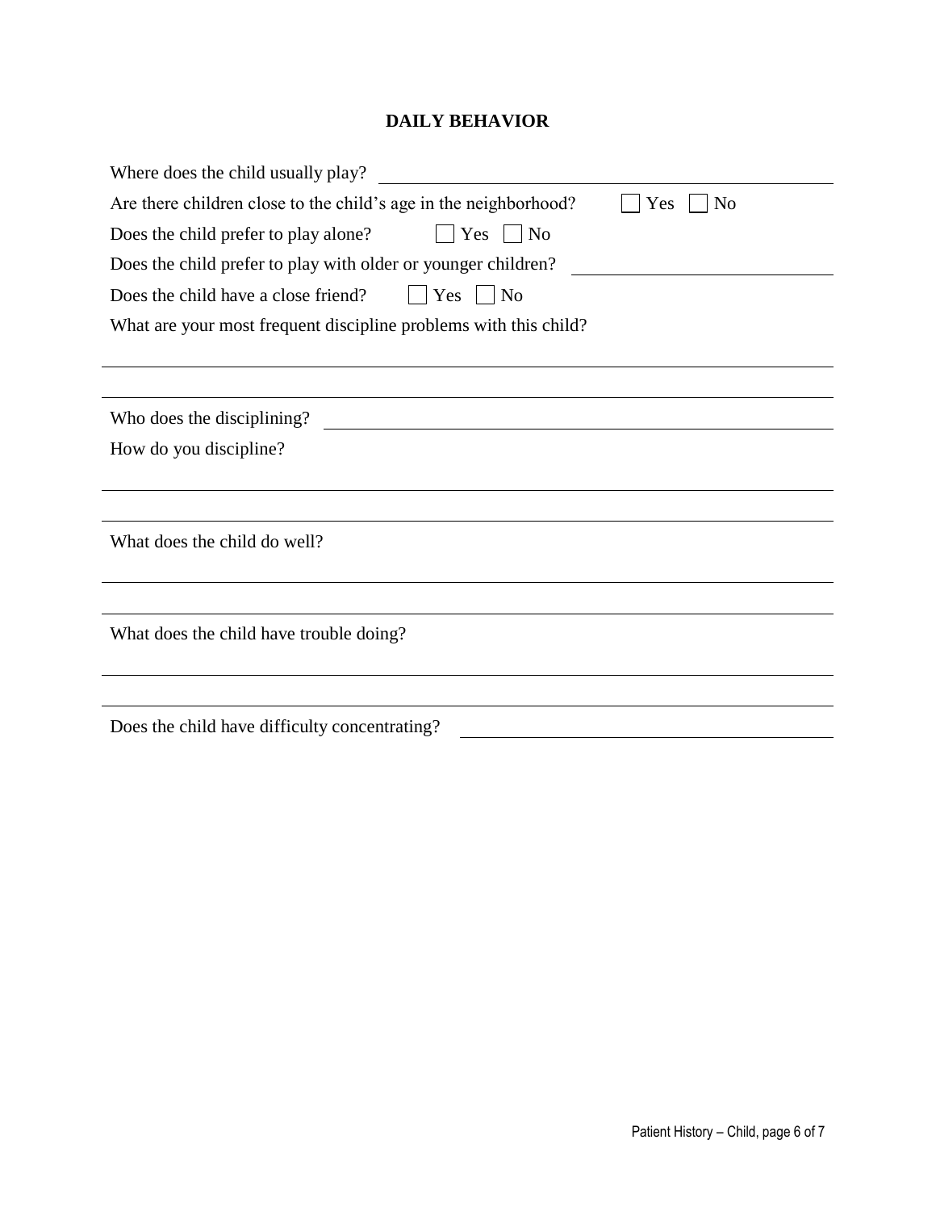## DAILY BEHAVIOR

Where does the child usually play? ______________________________________________

Are there children close to the child's age in the neighborhood? ☐ Yes ☐ No

Does the child prefer to play alone? ☐ Yes ☐ No

Does the child prefer to play with older or younger children? ______________________

Does the child have a close friend? ☐ Yes ☐ No

What are your most frequent discipline problems with this child?

______________________________________________________________________________

______________________________________________________________________________

Who does the disciplining? _________________________________________________

How do you discipline?

______________________________________________________________________________

______________________________________________________________________________

What does the child do well?

______________________________________________________________________________

______________________________________________________________________________

What does the child have trouble doing?

______________________________________________________________________________

______________________________________________________________________________

Does the child have difficulty concentrating? ______________________________________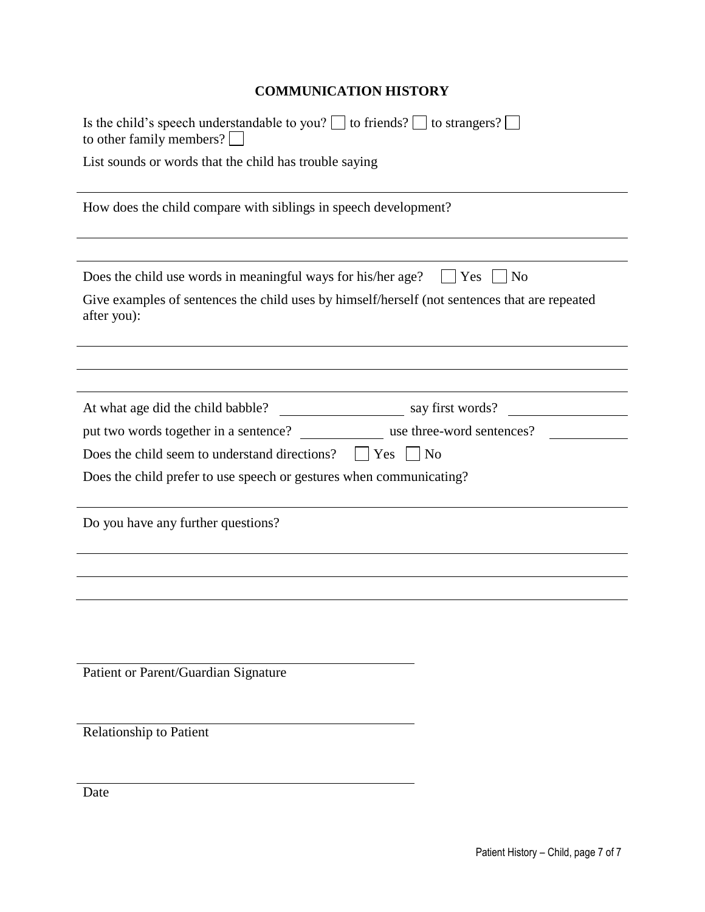## COMMUNICATION HISTORY

Is the child's speech understandable to you? ☐ to friends? ☐ to strangers? ☐ to other family members? ☐

List sounds or words that the child has trouble saying

---

How does the child compare with siblings in speech development?

---

---

Does the child use words in meaningful ways for his/her age? ☐ Yes ☐ No

Give examples of sentences the child uses by himself/herself (not sentences that are repeated after you):

---

---

---

At what age did the child babble? __________ say first words? __________

put two words together in a sentence? __________ use three-word sentences? __________

Does the child seem to understand directions? ☐ Yes ☐ No

Does the child prefer to use speech or gestures when communicating?

---

Do you have any further questions?

---

---

---

______________________________
Patient or Parent/Guardian Signature

______________________________
Relationship to Patient

______________________________
Date